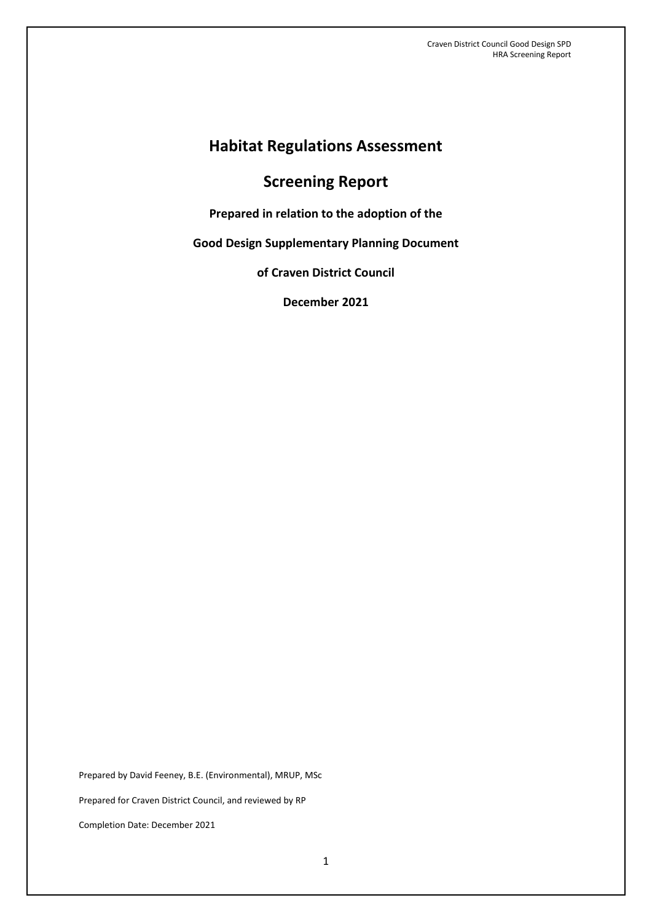# Habitat Regulations Assessment

## Screening Report

**Prepared in relation to the adoption of the**

**Good Design Supplementary Planning Document**

**of Craven District Council**

**December 2021**

Prepared by David Feeney, B.E. (Environmental), MRUP, MSc

Prepared for Craven District Council, and reviewed by RP

Completion Date: December 2021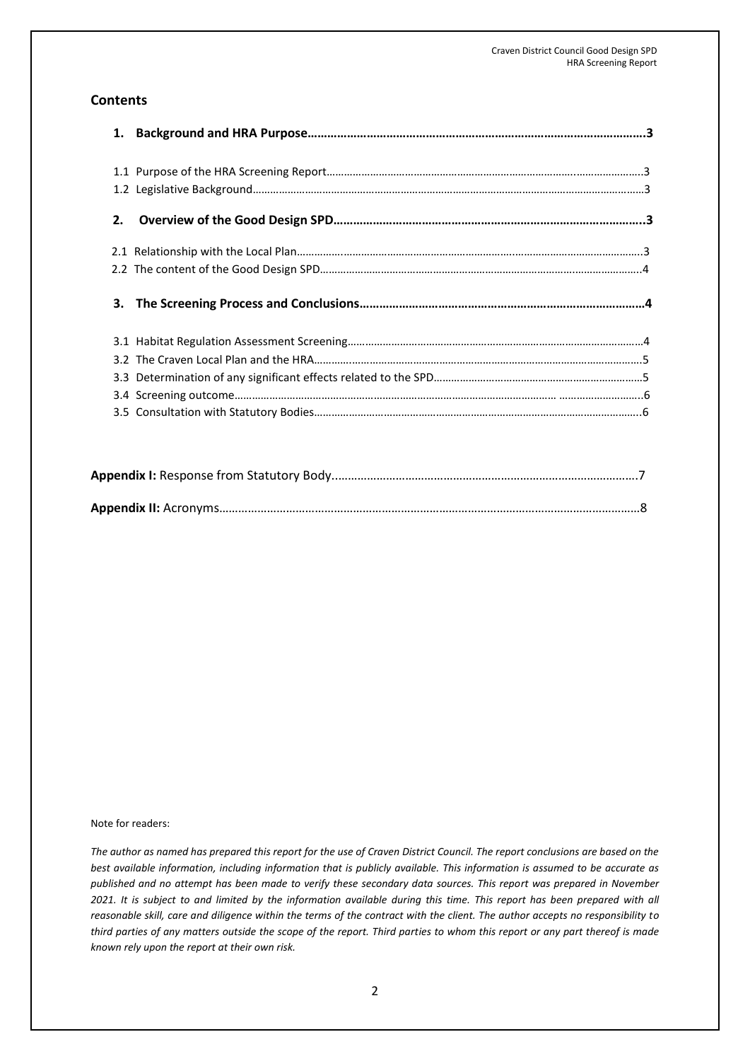## Contents

**1. Background and HRA Purpose……………………………………………………………………………………3**

1.1 Purpose of the HRA Screening Report…………………………………………………………………………3

1.2 Legislative Background………………………………………………………………………………………………3

**2. Overview of the Good Design SPD…………………………………………………………………………..3**

2.1 Relationship with the Local Plan……………………………………………………………………………….3

2.2 The content of the Good Design SPD…………………………………………………………………………..4

**3. The Screening Process and Conclusions……………………………………………………………………4**

3.1 Habitat Regulation Assessment Screening……………………………………………………………………4

3.2 The Craven Local Plan and the HRA……………………………………………………………………………5

3.3 Determination of any significant effects related to the SPD……………………………………………5

3.4 Screening outcome……………………………………………………………………………………………………..6

3.5 Consultation with Statutory Bodies……………………………………………………………………………..6

**Appendix I:** Response from Statutory Body…………………………………………………………………………7

**Appendix II:** Acronyms……………………………………………………………………………………………………8

Note for readers:

*The author as named has prepared this report for the use of Craven District Council. The report conclusions are based on the best available information, including information that is publicly available. This information is assumed to be accurate as published and no attempt has been made to verify these secondary data sources. This report was prepared in November 2021. It is subject to and limited by the information available during this time. This report has been prepared with all reasonable skill, care and diligence within the terms of the contract with the client. The author accepts no responsibility to third parties of any matters outside the scope of the report. Third parties to whom this report or any part thereof is made known rely upon the report at their own risk.*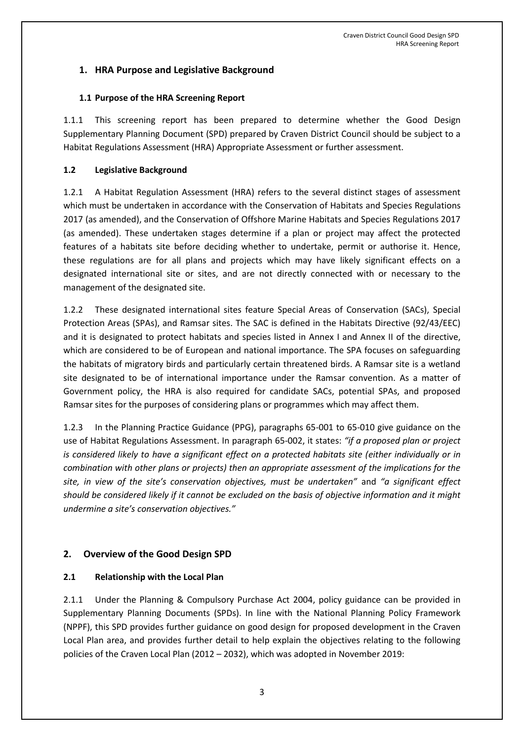## 1. HRA Purpose and Legislative Background

### 1.1 Purpose of the HRA Screening Report

1.1.1 This screening report has been prepared to determine whether the Good Design Supplementary Planning Document (SPD) prepared by Craven District Council should be subject to a Habitat Regulations Assessment (HRA) Appropriate Assessment or further assessment.

### 1.2 Legislative Background

1.2.1 A Habitat Regulation Assessment (HRA) refers to the several distinct stages of assessment which must be undertaken in accordance with the Conservation of Habitats and Species Regulations 2017 (as amended), and the Conservation of Offshore Marine Habitats and Species Regulations 2017 (as amended). These undertaken stages determine if a plan or project may affect the protected features of a habitats site before deciding whether to undertake, permit or authorise it. Hence, these regulations are for all plans and projects which may have likely significant effects on a designated international site or sites, and are not directly connected with or necessary to the management of the designated site.

1.2.2 These designated international sites feature Special Areas of Conservation (SACs), Special Protection Areas (SPAs), and Ramsar sites. The SAC is defined in the Habitats Directive (92/43/EEC) and it is designated to protect habitats and species listed in Annex I and Annex II of the directive, which are considered to be of European and national importance. The SPA focuses on safeguarding the habitats of migratory birds and particularly certain threatened birds. A Ramsar site is a wetland site designated to be of international importance under the Ramsar convention. As a matter of Government policy, the HRA is also required for candidate SACs, potential SPAs, and proposed Ramsar sites for the purposes of considering plans or programmes which may affect them.

1.2.3 In the Planning Practice Guidance (PPG), paragraphs 65-001 to 65-010 give guidance on the use of Habitat Regulations Assessment. In paragraph 65-002, it states: *"if a proposed plan or project is considered likely to have a significant effect on a protected habitats site (either individually or in combination with other plans or projects) then an appropriate assessment of the implications for the site, in view of the site's conservation objectives, must be undertaken"* and *"a significant effect should be considered likely if it cannot be excluded on the basis of objective information and it might undermine a site's conservation objectives."*

## 2. Overview of the Good Design SPD

### 2.1 Relationship with the Local Plan

2.1.1 Under the Planning & Compulsory Purchase Act 2004, policy guidance can be provided in Supplementary Planning Documents (SPDs). In line with the National Planning Policy Framework (NPPF), this SPD provides further guidance on good design for proposed development in the Craven Local Plan area, and provides further detail to help explain the objectives relating to the following policies of the Craven Local Plan (2012 – 2032), which was adopted in November 2019: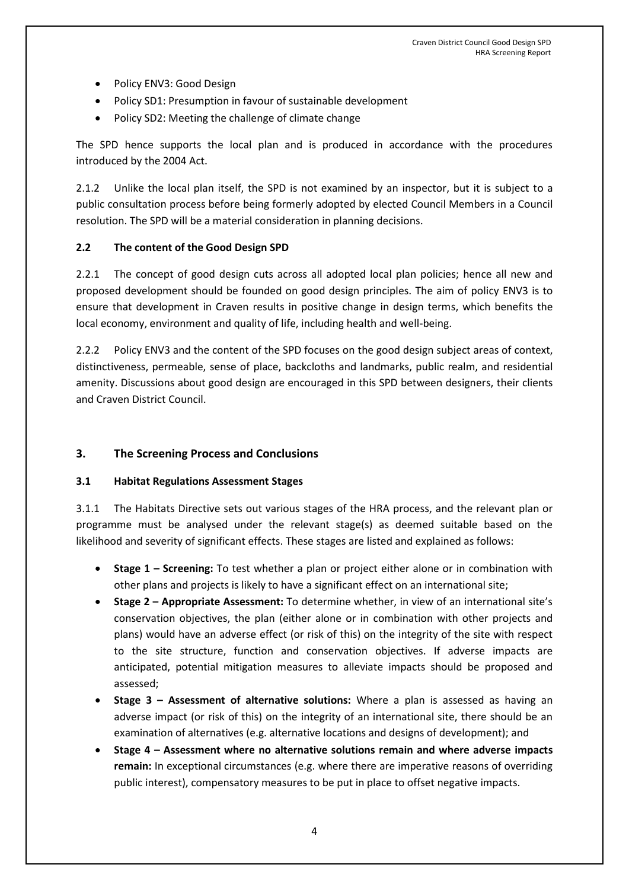- Policy ENV3: Good Design
- Policy SD1: Presumption in favour of sustainable development
- Policy SD2: Meeting the challenge of climate change

The SPD hence supports the local plan and is produced in accordance with the procedures introduced by the 2004 Act.

2.1.2 Unlike the local plan itself, the SPD is not examined by an inspector, but it is subject to a public consultation process before being formerly adopted by elected Council Members in a Council resolution. The SPD will be a material consideration in planning decisions.

### 2.2 The content of the Good Design SPD

2.2.1 The concept of good design cuts across all adopted local plan policies; hence all new and proposed development should be founded on good design principles. The aim of policy ENV3 is to ensure that development in Craven results in positive change in design terms, which benefits the local economy, environment and quality of life, including health and well-being.

2.2.2 Policy ENV3 and the content of the SPD focuses on the good design subject areas of context, distinctiveness, permeable, sense of place, backcloths and landmarks, public realm, and residential amenity. Discussions about good design are encouraged in this SPD between designers, their clients and Craven District Council.

## 3. The Screening Process and Conclusions

### 3.1 Habitat Regulations Assessment Stages

3.1.1 The Habitats Directive sets out various stages of the HRA process, and the relevant plan or programme must be analysed under the relevant stage(s) as deemed suitable based on the likelihood and severity of significant effects. These stages are listed and explained as follows:

- **Stage 1 – Screening:** To test whether a plan or project either alone or in combination with other plans and projects is likely to have a significant effect on an international site;
- **Stage 2 – Appropriate Assessment:** To determine whether, in view of an international site's conservation objectives, the plan (either alone or in combination with other projects and plans) would have an adverse effect (or risk of this) on the integrity of the site with respect to the site structure, function and conservation objectives. If adverse impacts are anticipated, potential mitigation measures to alleviate impacts should be proposed and assessed;
- **Stage 3 – Assessment of alternative solutions:** Where a plan is assessed as having an adverse impact (or risk of this) on the integrity of an international site, there should be an examination of alternatives (e.g. alternative locations and designs of development); and
- **Stage 4 – Assessment where no alternative solutions remain and where adverse impacts remain:** In exceptional circumstances (e.g. where there are imperative reasons of overriding public interest), compensatory measures to be put in place to offset negative impacts.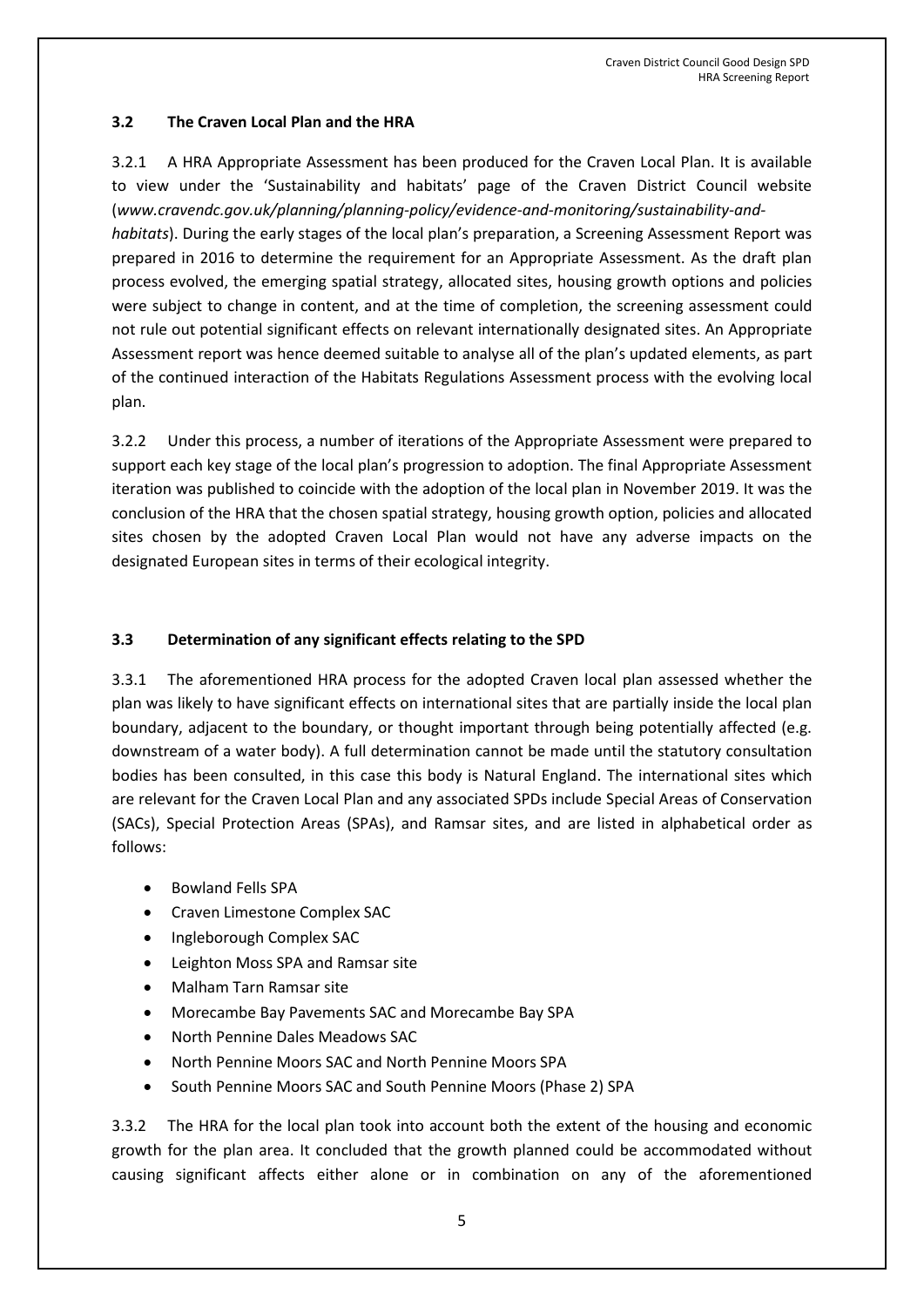### 3.2 The Craven Local Plan and the HRA

3.2.1 A HRA Appropriate Assessment has been produced for the Craven Local Plan. It is available to view under the 'Sustainability and habitats' page of the Craven District Council website (*www.cravendc.gov.uk/planning/planning-policy/evidence-and-monitoring/sustainability-and-habitats*). During the early stages of the local plan's preparation, a Screening Assessment Report was prepared in 2016 to determine the requirement for an Appropriate Assessment. As the draft plan process evolved, the emerging spatial strategy, allocated sites, housing growth options and policies were subject to change in content, and at the time of completion, the screening assessment could not rule out potential significant effects on relevant internationally designated sites. An Appropriate Assessment report was hence deemed suitable to analyse all of the plan's updated elements, as part of the continued interaction of the Habitats Regulations Assessment process with the evolving local plan.

3.2.2 Under this process, a number of iterations of the Appropriate Assessment were prepared to support each key stage of the local plan's progression to adoption. The final Appropriate Assessment iteration was published to coincide with the adoption of the local plan in November 2019. It was the conclusion of the HRA that the chosen spatial strategy, housing growth option, policies and allocated sites chosen by the adopted Craven Local Plan would not have any adverse impacts on the designated European sites in terms of their ecological integrity.

### 3.3 Determination of any significant effects relating to the SPD

3.3.1 The aforementioned HRA process for the adopted Craven local plan assessed whether the plan was likely to have significant effects on international sites that are partially inside the local plan boundary, adjacent to the boundary, or thought important through being potentially affected (e.g. downstream of a water body). A full determination cannot be made until the statutory consultation bodies has been consulted, in this case this body is Natural England. The international sites which are relevant for the Craven Local Plan and any associated SPDs include Special Areas of Conservation (SACs), Special Protection Areas (SPAs), and Ramsar sites, and are listed in alphabetical order as follows:

- Bowland Fells SPA
- Craven Limestone Complex SAC
- Ingleborough Complex SAC
- Leighton Moss SPA and Ramsar site
- Malham Tarn Ramsar site
- Morecambe Bay Pavements SAC and Morecambe Bay SPA
- North Pennine Dales Meadows SAC
- North Pennine Moors SAC and North Pennine Moors SPA
- South Pennine Moors SAC and South Pennine Moors (Phase 2) SPA

3.3.2 The HRA for the local plan took into account both the extent of the housing and economic growth for the plan area. It concluded that the growth planned could be accommodated without causing significant affects either alone or in combination on any of the aforementioned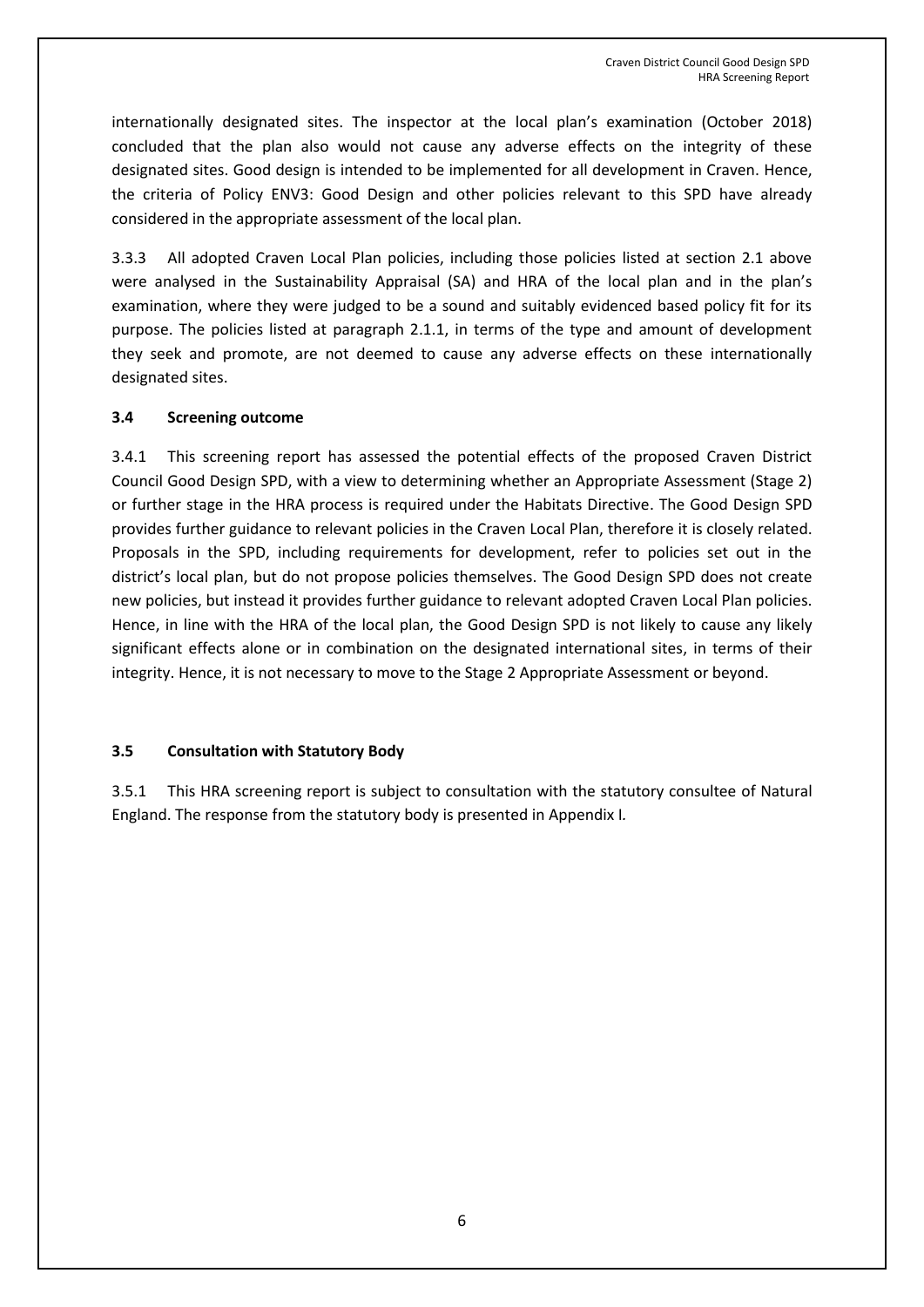internationally designated sites. The inspector at the local plan's examination (October 2018) concluded that the plan also would not cause any adverse effects on the integrity of these designated sites. Good design is intended to be implemented for all development in Craven. Hence, the criteria of Policy ENV3: Good Design and other policies relevant to this SPD have already considered in the appropriate assessment of the local plan.

3.3.3 All adopted Craven Local Plan policies, including those policies listed at section 2.1 above were analysed in the Sustainability Appraisal (SA) and HRA of the local plan and in the plan's examination, where they were judged to be a sound and suitably evidenced based policy fit for its purpose. The policies listed at paragraph 2.1.1, in terms of the type and amount of development they seek and promote, are not deemed to cause any adverse effects on these internationally designated sites.

### 3.4 Screening outcome

3.4.1 This screening report has assessed the potential effects of the proposed Craven District Council Good Design SPD, with a view to determining whether an Appropriate Assessment (Stage 2) or further stage in the HRA process is required under the Habitats Directive. The Good Design SPD provides further guidance to relevant policies in the Craven Local Plan, therefore it is closely related. Proposals in the SPD, including requirements for development, refer to policies set out in the district's local plan, but do not propose policies themselves. The Good Design SPD does not create new policies, but instead it provides further guidance to relevant adopted Craven Local Plan policies. Hence, in line with the HRA of the local plan, the Good Design SPD is not likely to cause any likely significant effects alone or in combination on the designated international sites, in terms of their integrity. Hence, it is not necessary to move to the Stage 2 Appropriate Assessment or beyond.

### 3.5 Consultation with Statutory Body

3.5.1 This HRA screening report is subject to consultation with the statutory consultee of Natural England. The response from the statutory body is presented in Appendix I.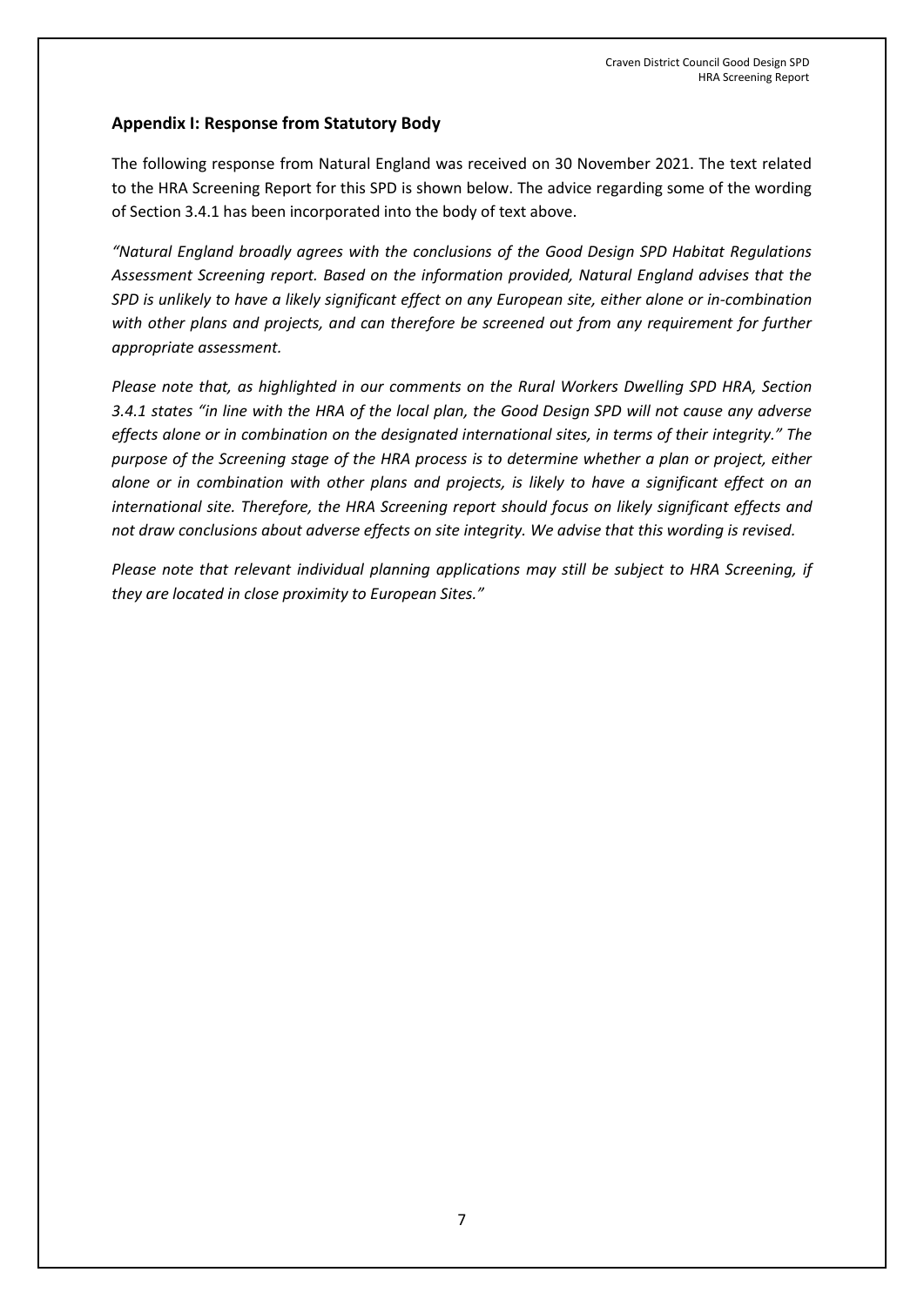## Appendix I: Response from Statutory Body

The following response from Natural England was received on 30 November 2021. The text related to the HRA Screening Report for this SPD is shown below. The advice regarding some of the wording of Section 3.4.1 has been incorporated into the body of text above.

*"Natural England broadly agrees with the conclusions of the Good Design SPD Habitat Regulations Assessment Screening report. Based on the information provided, Natural England advises that the SPD is unlikely to have a likely significant effect on any European site, either alone or in-combination with other plans and projects, and can therefore be screened out from any requirement for further appropriate assessment.*

*Please note that, as highlighted in our comments on the Rural Workers Dwelling SPD HRA, Section 3.4.1 states "in line with the HRA of the local plan, the Good Design SPD will not cause any adverse effects alone or in combination on the designated international sites, in terms of their integrity." The purpose of the Screening stage of the HRA process is to determine whether a plan or project, either alone or in combination with other plans and projects, is likely to have a significant effect on an international site. Therefore, the HRA Screening report should focus on likely significant effects and not draw conclusions about adverse effects on site integrity. We advise that this wording is revised.*

*Please note that relevant individual planning applications may still be subject to HRA Screening, if they are located in close proximity to European Sites."*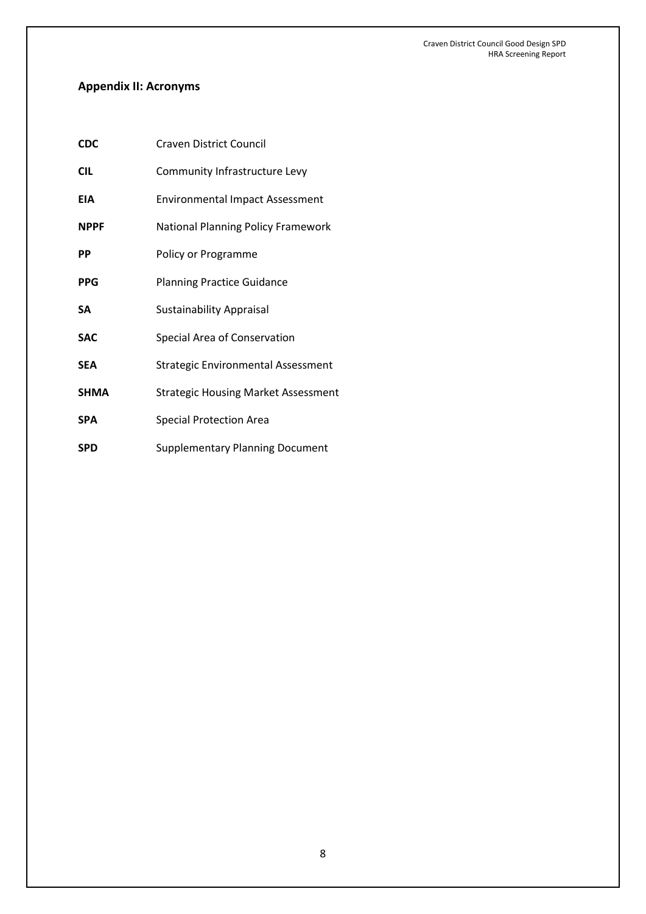## Appendix II: Acronyms

| | |
|---|---|
| **CDC** | Craven District Council |
| **CIL** | Community Infrastructure Levy |
| **EIA** | Environmental Impact Assessment |
| **NPPF** | National Planning Policy Framework |
| **PP** | Policy or Programme |
| **PPG** | Planning Practice Guidance |
| **SA** | Sustainability Appraisal |
| **SAC** | Special Area of Conservation |
| **SEA** | Strategic Environmental Assessment |
| **SHMA** | Strategic Housing Market Assessment |
| **SPA** | Special Protection Area |
| **SPD** | Supplementary Planning Document |